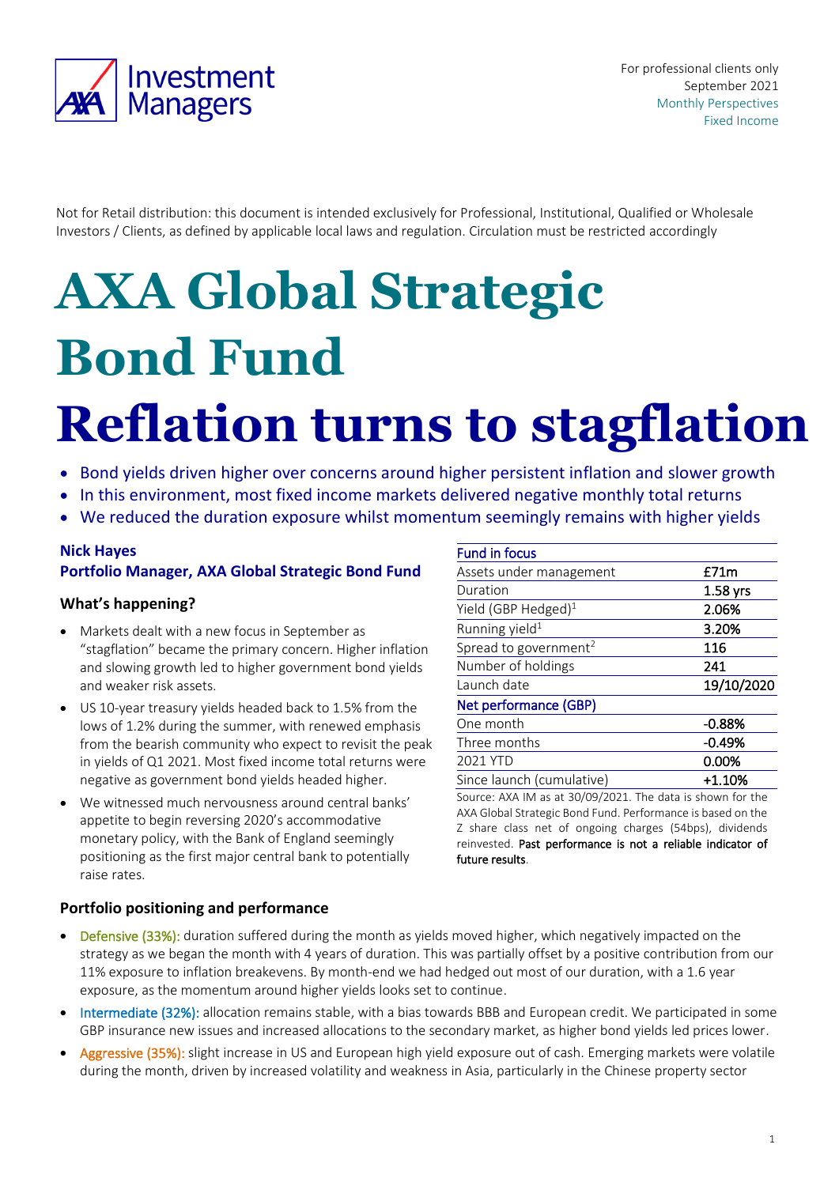For professional clients only
September 2021
Monthly Perspectives
Fixed Income

Not for Retail distribution: this document is intended exclusively for Professional, Institutional, Qualified or Wholesale Investors / Clients, as defined by applicable local laws and regulation. Circulation must be restricted accordingly

# AXA Global Strategic Bond Fund

# Reflation turns to stagflation

- Bond yields driven higher over concerns around higher persistent inflation and slower growth
- In this environment, most fixed income markets delivered negative monthly total returns
- We reduced the duration exposure whilst momentum seemingly remains with higher yields

**Nick Hayes**
**Portfolio Manager, AXA Global Strategic Bond Fund**

### What's happening?

- Markets dealt with a new focus in September as "stagflation" became the primary concern. Higher inflation and slowing growth led to higher government bond yields and weaker risk assets.
- US 10-year treasury yields headed back to 1.5% from the lows of 1.2% during the summer, with renewed emphasis from the bearish community who expect to revisit the peak in yields of Q1 2021. Most fixed income total returns were negative as government bond yields headed higher.
- We witnessed much nervousness around central banks' appetite to begin reversing 2020's accommodative monetary policy, with the Bank of England seemingly positioning as the first major central bank to potentially raise rates.

| Fund in focus | |
|---|---|
| Assets under management | £71m |
| Duration | 1.58 yrs |
| Yield (GBP Hedged)[1] | 2.06% |
| Running yield[1] | 3.20% |
| Spread to government[2] | 116 |
| Number of holdings | 241 |
| Launch date | 19/10/2020 |
| **Net performance (GBP)** | |
| One month | -0.88% |
| Three months | -0.49% |
| 2021 YTD | 0.00% |
| Since launch (cumulative) | +1.10% |

Source: AXA IM as at 30/09/2021. The data is shown for the AXA Global Strategic Bond Fund. Performance is based on the Z share class net of ongoing charges (54bps), dividends reinvested. Past performance is not a reliable indicator of future results.

### Portfolio positioning and performance

- Defensive (33%): duration suffered during the month as yields moved higher, which negatively impacted on the strategy as we began the month with 4 years of duration. This was partially offset by a positive contribution from our 11% exposure to inflation breakevens. By month-end we had hedged out most of our duration, with a 1.6 year exposure, as the momentum around higher yields looks set to continue.
- Intermediate (32%): allocation remains stable, with a bias towards BBB and European credit. We participated in some GBP insurance new issues and increased allocations to the secondary market, as higher bond yields led prices lower.
- Aggressive (35%): slight increase in US and European high yield exposure out of cash. Emerging markets were volatile during the month, driven by increased volatility and weakness in Asia, particularly in the Chinese property sector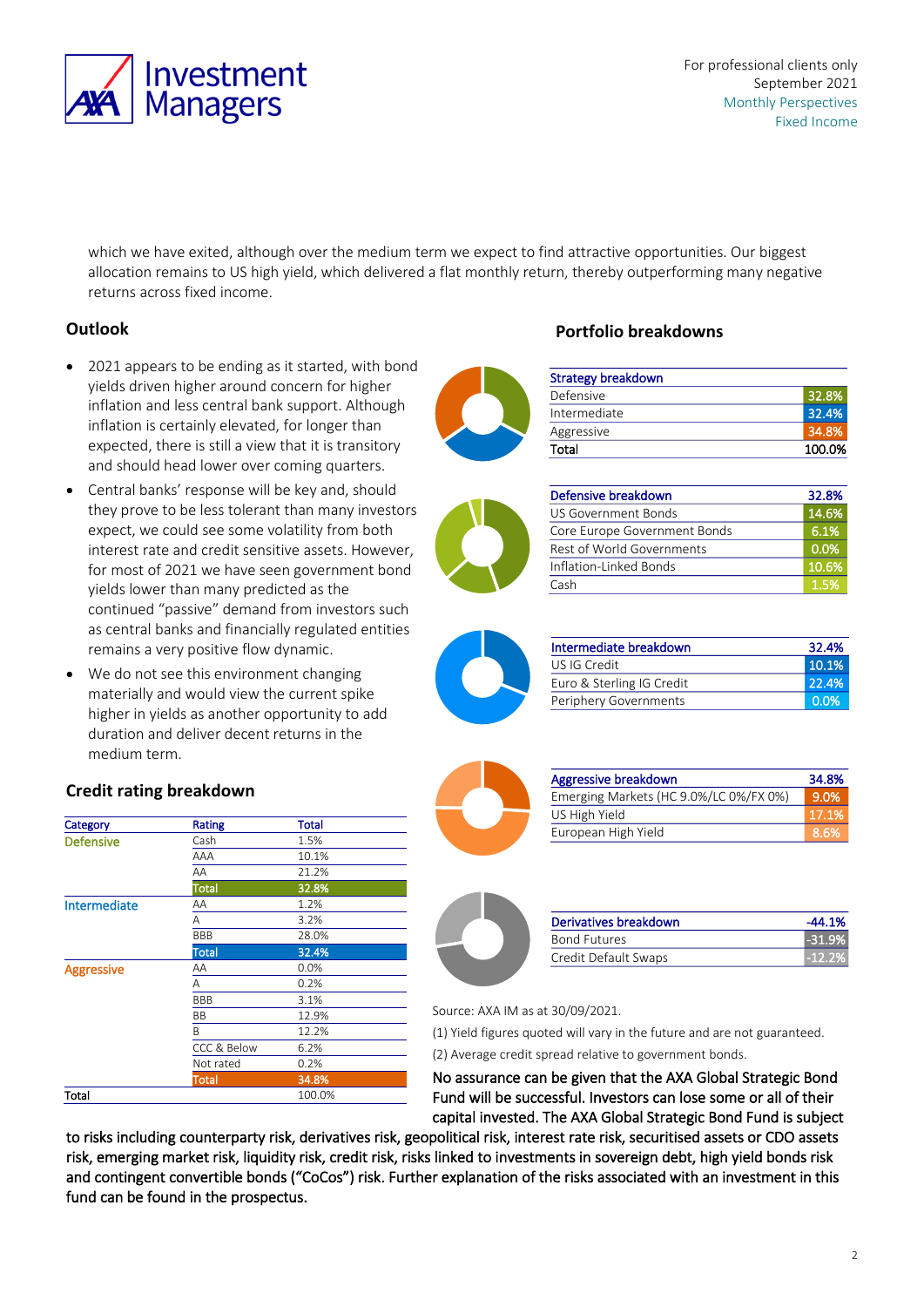which we have exited, although over the medium term we expect to find attractive opportunities. Our biggest allocation remains to US high yield, which delivered a flat monthly return, thereby outperforming many negative returns across fixed income.

## Outlook

- 2021 appears to be ending as it started, with bond yields driven higher around concern for higher inflation and less central bank support. Although inflation is certainly elevated, for longer than expected, there is still a view that it is transitory and should head lower over coming quarters.
- Central banks' response will be key and, should they prove to be less tolerant than many investors expect, we could see some volatility from both interest rate and credit sensitive assets. However, for most of 2021 we have seen government bond yields lower than many predicted as the continued "passive" demand from investors such as central banks and financially regulated entities remains a very positive flow dynamic.
- We do not see this environment changing materially and would view the current spike higher in yields as another opportunity to add duration and deliver decent returns in the medium term.

## Credit rating breakdown

| Category | Rating | Total |
|---|---|---|
| Defensive | Cash | 1.5% |
| | AAA | 10.1% |
| | AA | 21.2% |
| | Total | 32.8% |
| Intermediate | AA | 1.2% |
| | A | 3.2% |
| | BBB | 28.0% |
| | Total | 32.4% |
| Aggressive | AA | 0.0% |
| | A | 0.2% |
| | BBB | 3.1% |
| | BB | 12.9% |
| | B | 12.2% |
| | CCC & Below | 6.2% |
| | Not rated | 0.2% |
| | Total | 34.8% |
| Total | | 100.0% |

## Portfolio breakdowns

| Strategy breakdown | |
|---|---|
| Defensive | 32.8% |
| Intermediate | 32.4% |
| Aggressive | 34.8% |
| Total | 100.0% |

| Defensive breakdown | 32.8% |
|---|---|
| US Government Bonds | 14.6% |
| Core Europe Government Bonds | 6.1% |
| Rest of World Governments | 0.0% |
| Inflation-Linked Bonds | 10.6% |
| Cash | 1.5% |

| Intermediate breakdown | 32.4% |
|---|---|
| US IG Credit | 10.1% |
| Euro & Sterling IG Credit | 22.4% |
| Periphery Governments | 0.0% |

| Aggressive breakdown | 34.8% |
|---|---|
| Emerging Markets (HC 9.0%/LC 0%/FX 0%) | 9.0% |
| US High Yield | 17.1% |
| European High Yield | 8.6% |

| Derivatives breakdown | -44.1% |
|---|---|
| Bond Futures | -31.9% |
| Credit Default Swaps | -12.2% |

Source: AXA IM as at 30/09/2021.

(1) Yield figures quoted will vary in the future and are not guaranteed.

(2) Average credit spread relative to government bonds.

No assurance can be given that the AXA Global Strategic Bond Fund will be successful. Investors can lose some or all of their capital invested. The AXA Global Strategic Bond Fund is subject to risks including counterparty risk, derivatives risk, geopolitical risk, interest rate risk, securitised assets or CDO assets risk, emerging market risk, liquidity risk, credit risk, risks linked to investments in sovereign debt, high yield bonds risk and contingent convertible bonds ("CoCos") risk. Further explanation of the risks associated with an investment in this fund can be found in the prospectus.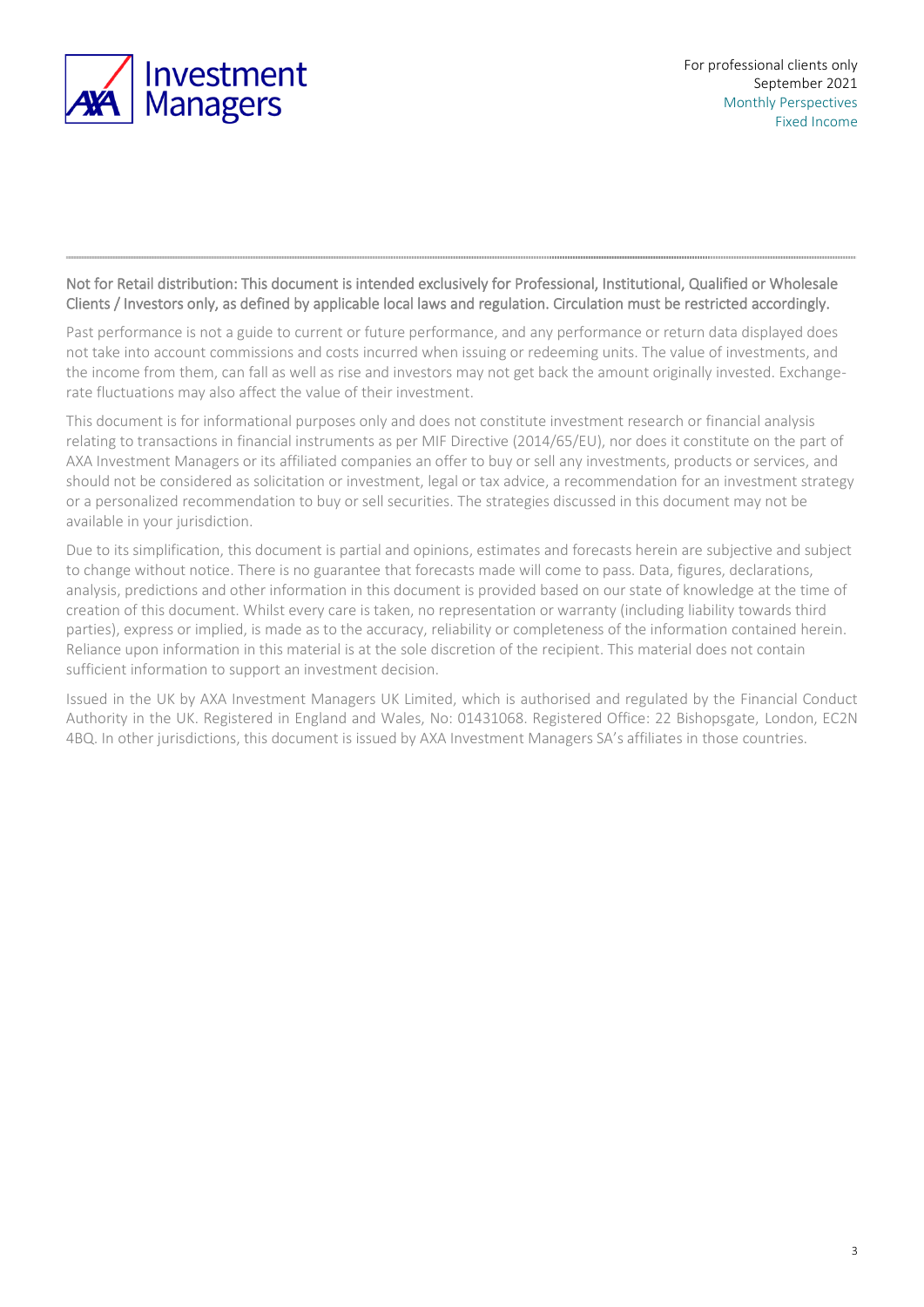For professional clients only
September 2021
Monthly Perspectives
Fixed Income

---

Not for Retail distribution: This document is intended exclusively for Professional, Institutional, Qualified or Wholesale Clients / Investors only, as defined by applicable local laws and regulation. Circulation must be restricted accordingly.

Past performance is not a guide to current or future performance, and any performance or return data displayed does not take into account commissions and costs incurred when issuing or redeeming units. The value of investments, and the income from them, can fall as well as rise and investors may not get back the amount originally invested. Exchange-rate fluctuations may also affect the value of their investment.

This document is for informational purposes only and does not constitute investment research or financial analysis relating to transactions in financial instruments as per MIF Directive (2014/65/EU), nor does it constitute on the part of AXA Investment Managers or its affiliated companies an offer to buy or sell any investments, products or services, and should not be considered as solicitation or investment, legal or tax advice, a recommendation for an investment strategy or a personalized recommendation to buy or sell securities. The strategies discussed in this document may not be available in your jurisdiction.

Due to its simplification, this document is partial and opinions, estimates and forecasts herein are subjective and subject to change without notice. There is no guarantee that forecasts made will come to pass. Data, figures, declarations, analysis, predictions and other information in this document is provided based on our state of knowledge at the time of creation of this document. Whilst every care is taken, no representation or warranty (including liability towards third parties), express or implied, is made as to the accuracy, reliability or completeness of the information contained herein. Reliance upon information in this material is at the sole discretion of the recipient. This material does not contain sufficient information to support an investment decision.

Issued in the UK by AXA Investment Managers UK Limited, which is authorised and regulated by the Financial Conduct Authority in the UK. Registered in England and Wales, No: 01431068. Registered Office: 22 Bishopsgate, London, EC2N 4BQ. In other jurisdictions, this document is issued by AXA Investment Managers SA's affiliates in those countries.